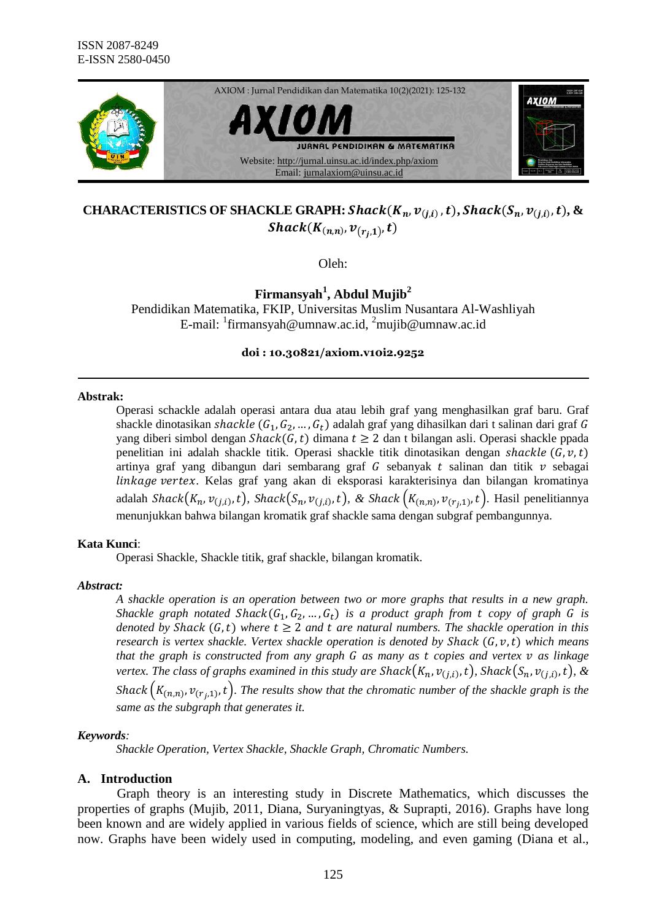ISSN 2087-8249
E-ISSN 2580-0450

AXIOM : Jurnal Pendidikan dan Matematika 10(2)(2021): 125-132

Website: http://jurnal.uinsu.ac.id/index.php/axiom
Email: jurnalaxiom@uinsu.ac.id

# CHARACTERISTICS OF SHACKLE GRAPH: $Shack(K_n, v_{(j,i)}, t)$, $Shack(S_n, v_{(j,i)}, t)$, & $Shack(K_{(n,n)}, v_{(r_j,1)}, t)$

Oleh:

**Firmansyah[1], Abdul Mujib[2]**
Pendidikan Matematika, FKIP, Universitas Muslim Nusantara Al-Washliyah
E-mail: [1]firmansyah@umnaw.ac.id, [2]mujib@umnaw.ac.id

**doi : 10.30821/axiom.v10i2.9252**

**Abstrak:**

Operasi schackle adalah operasi antara dua atau lebih graf yang menghasilkan graf baru. Graf shackle dinotasikan *shackle* $(G_1, G_2, \ldots, G_t)$ adalah graf yang dihasilkan dari t salinan dari graf $G$ yang diberi simbol dengan $Shack(G, t)$ dimana $t \geq 2$ dan t bilangan asli. Operasi shackle ppada penelitian ini adalah shackle titik. Operasi shackle titik dinotasikan dengan *shackle* $(G, v, t)$ artinya graf yang dibangun dari sembarang graf $G$ sebanyak $t$ salinan dan titik $v$ sebagai *linkage vertex*. Kelas graf yang akan di eksporasi karakterisinya dan bilangan kromatinya adalah $Shack(K_n, v_{(j,i)}, t)$, $Shack(S_n, v_{(j,i)}, t)$, & $Shack\left(K_{(n,n)}, v_{(r_j,1)}, t\right)$. Hasil penelitiannya menunjukkan bahwa bilangan kromatik graf shackle sama dengan subgraf pembangunnya.

**Kata Kunci**:

Operasi Shackle, Shackle titik, graf shackle, bilangan kromatik.

***Abstract:***

*A shackle operation is an operation between two or more graphs that results in a new graph. Shackle graph notated $Shack(G_1, G_2, \ldots, G_t)$ is a product graph from t copy of graph $G$ is denoted by Shack $(G, t)$ where $t \geq 2$ and $t$ are natural numbers. The shackle operation in this research is vertex shackle. Vertex shackle operation is denoted by Shack $(G, v, t)$ which means that the graph is constructed from any graph $G$ as many as $t$ copies and vertex $v$ as linkage vertex. The class of graphs examined in this study are $Shack(K_n, v_{(j,i)}, t)$, $Shack(S_n, v_{(j,i)}, t)$, & Shack $\left(K_{(n,n)}, v_{(r_j,1)}, t\right)$. The results show that the chromatic number of the shackle graph is the same as the subgraph that generates it.*

***Keywords**:*

*Shackle Operation, Vertex Shackle, Shackle Graph, Chromatic Numbers.*

## A. Introduction

Graph theory is an interesting study in Discrete Mathematics, which discusses the properties of graphs (Mujib, 2011, Diana, Suryaningtyas, & Suprapti, 2016). Graphs have long been known and are widely applied in various fields of science, which are still being developed now. Graphs have been widely used in computing, modeling, and even gaming (Diana et al.,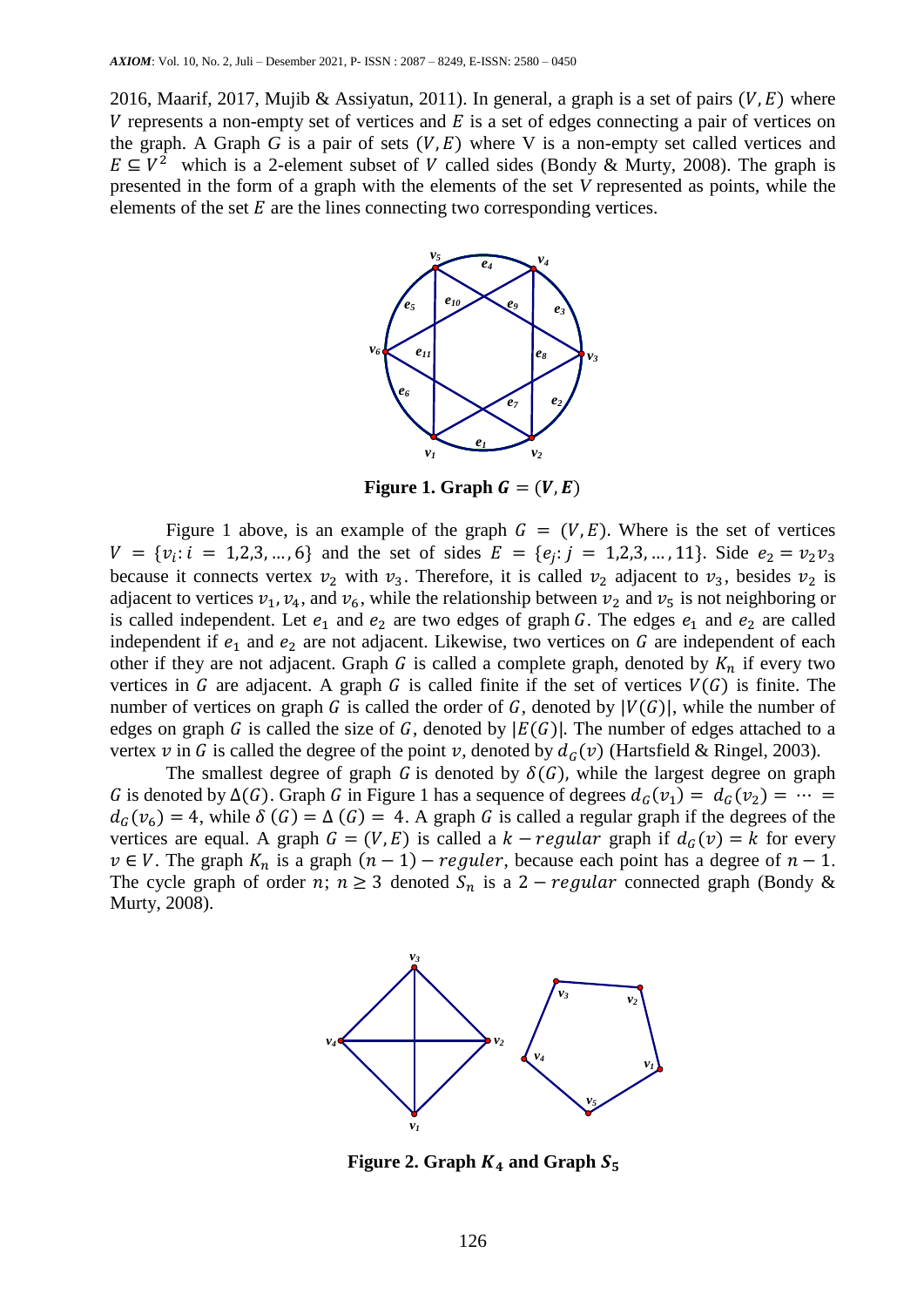2016, Maarif, 2017, Mujib & Assiyatun, 2011). In general, a graph is a set of pairs $(V, E)$ where $V$ represents a non-empty set of vertices and $E$ is a set of edges connecting a pair of vertices on the graph. A Graph $G$ is a pair of sets $(V, E)$ where V is a non-empty set called vertices and $E \subseteq V^2$ which is a 2-element subset of $V$ called sides (Bondy & Murty, 2008). The graph is presented in the form of a graph with the elements of the set $V$ represented as points, while the elements of the set $E$ are the lines connecting two corresponding vertices.

**Figure 1. Graph $G = (V, E)$**

Figure 1 above, is an example of the graph $G = (V, E)$. Where is the set of vertices $V = \{v_i: i = 1,2,3, \dots, 6\}$ and the set of sides $E = \{e_j: j = 1,2,3, \dots, 11\}$. Side $e_2 = v_2v_3$ because it connects vertex $v_2$ with $v_3$. Therefore, it is called $v_2$ adjacent to $v_3$, besides $v_2$ is adjacent to vertices $v_1, v_4$, and $v_6$, while the relationship between $v_2$ and $v_5$ is not neighboring or is called independent. Let $e_1$ and $e_2$ are two edges of graph $G$. The edges $e_1$ and $e_2$ are called independent if $e_1$ and $e_2$ are not adjacent. Likewise, two vertices on $G$ are independent of each other if they are not adjacent. Graph $G$ is called a complete graph, denoted by $K_n$ if every two vertices in $G$ are adjacent. A graph $G$ is called finite if the set of vertices $V(G)$ is finite. The number of vertices on graph $G$ is called the order of $G$, denoted by $|V(G)|$, while the number of edges on graph $G$ is called the size of $G$, denoted by $|E(G)|$. The number of edges attached to a vertex $v$ in $G$ is called the degree of the point $v$, denoted by $d_G(v)$ (Hartsfield & Ringel, 2003).

The smallest degree of graph $G$ is denoted by $\delta(G)$, while the largest degree on graph $G$ is denoted by $\Delta(G)$. Graph $G$ in Figure 1 has a sequence of degrees $d_G(v_1) = d_G(v_2) = \cdots = d_G(v_6) = 4$, while $\delta(G) = \Delta(G) = 4$. A graph $G$ is called a regular graph if the degrees of the vertices are equal. A graph $G = (V, E)$ is called a $k - regular$ graph if $d_G(v) = k$ for every $v \in V$. The graph $K_n$ is a graph $(n-1) - reguler$, because each point has a degree of $n - 1$. The cycle graph of order $n$; $n \geq 3$ denoted $S_n$ is a $2 - regular$ connected graph (Bondy & Murty, 2008).

**Figure 2. Graph $K_4$ and Graph $S_5$**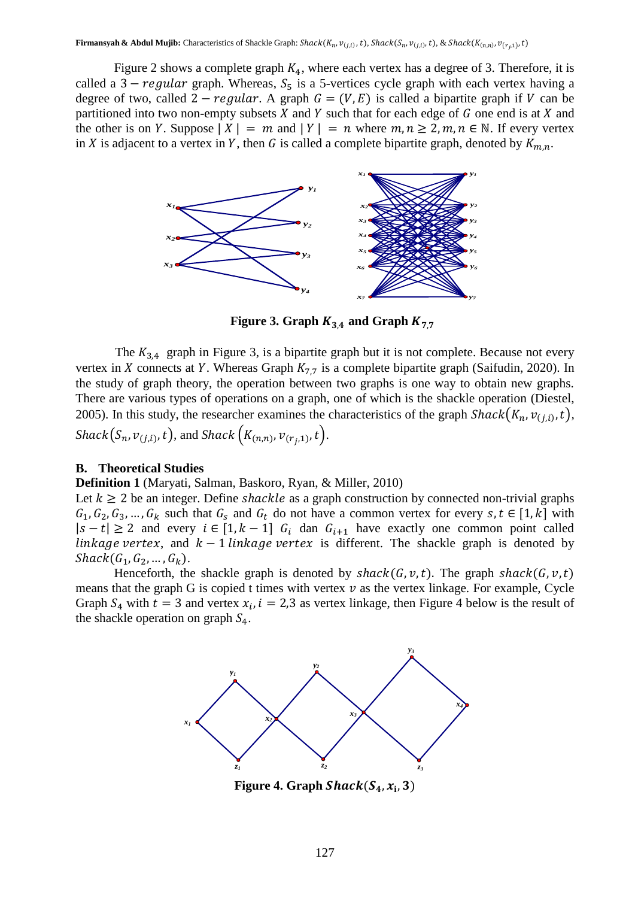Figure 2 shows a complete graph $K_4$, where each vertex has a degree of 3. Therefore, it is called a $3 - regular$ graph. Whereas, $S_5$ is a 5-vertices cycle graph with each vertex having a degree of two, called $2 - regular$. A graph $G = (V, E)$ is called a bipartite graph if $V$ can be partitioned into two non-empty subsets $X$ and $Y$ such that for each edge of $G$ one end is at $X$ and the other is on $Y$. Suppose $|X| = m$ and $|Y| = n$ where $m, n \geq 2, m, n \in \mathbb{N}$. If every vertex in $X$ is adjacent to a vertex in $Y$, then $G$ is called a complete bipartite graph, denoted by $K_{m,n}$.

**Figure 3. Graph $K_{3,4}$ and Graph $K_{7,7}$**

The $K_{3,4}$ graph in Figure 3, is a bipartite graph but it is not complete. Because not every vertex in $X$ connects at $Y$. Whereas Graph $K_{7,7}$ is a complete bipartite graph (Saifudin, 2020). In the study of graph theory, the operation between two graphs is one way to obtain new graphs. There are various types of operations on a graph, one of which is the shackle operation (Diestel, 2005). In this study, the researcher examines the characteristics of the graph $Shack(K_n, v_{(j,i)}, t)$, $Shack(S_n, v_{(j,i)}, t)$, and $Shack\left(K_{(n,n)}, v_{(r_j,1)}, t\right)$.

## B. Theoretical Studies

**Definition 1** (Maryati, Salman, Baskoro, Ryan, & Miller, 2010)
Let $k \geq 2$ be an integer. Define *shackle* as a graph construction by connected non-trivial graphs $G_1, G_2, G_3, \ldots, G_k$ such that $G_s$ and $G_t$ do not have a common vertex for every $s, t \in [1, k]$ with $|s - t| \geq 2$ and every $i \in [1, k-1]$ $G_i$ dan $G_{i+1}$ have exactly one common point called *linkage vertex*, and $k - 1$ *linkage vertex* is different. The shackle graph is denoted by $Shack(G_1, G_2, \ldots, G_k)$.

Henceforth, the shackle graph is denoted by $shack(G, v, t)$. The graph $shack(G, v, t)$ means that the graph G is copied t times with vertex $v$ as the vertex linkage. For example, Cycle Graph $S_4$ with $t = 3$ and vertex $x_i, i = 2,3$ as vertex linkage, then Figure 4 below is the result of the shackle operation on graph $S_4$.

**Figure 4. Graph $Shack(S_4, x_i, 3)$**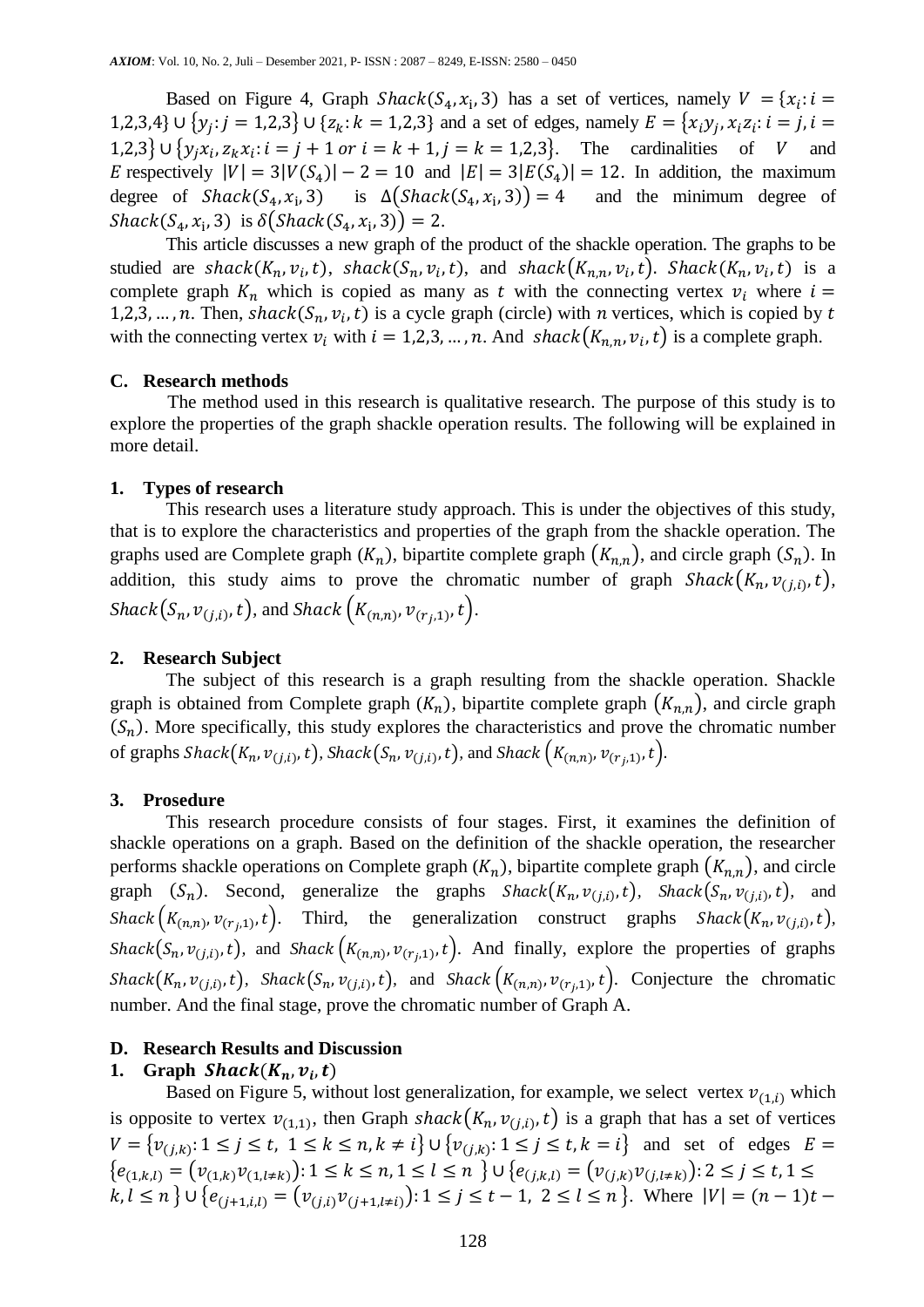Based on Figure 4, Graph $Shack(S_4, x_i, 3)$ has a set of vertices, namely $V = \{x_i: i = 1,2,3,4\} \cup \{y_j: j = 1,2,3\} \cup \{z_k: k = 1,2,3\}$ and a set of edges, namely $E = \{x_i y_j, x_i z_i: i = j, i = 1,2,3\} \cup \{y_j x_i, z_k x_i: i = j + 1 \text{ or } i = k + 1, j = k = 1,2,3\}$. The cardinalities of $V$ and $E$ respectively $|V| = 3|V(S_4)| - 2 = 10$ and $|E| = 3|E(S_4)| = 12$. In addition, the maximum degree of $Shack(S_4, x_i, 3)$ is $\Delta(Shack(S_4, x_i, 3)) = 4$ and the minimum degree of $Shack(S_4, x_i, 3)$ is $\delta(Shack(S_4, x_i, 3)) = 2$.

This article discusses a new graph of the product of the shackle operation. The graphs to be studied are $shack(K_n, v_i, t)$, $shack(S_n, v_i, t)$, and $shack(K_{n,n}, v_i, t)$. $Shack(K_n, v_i, t)$ is a complete graph $K_n$ which is copied as many as $t$ with the connecting vertex $v_i$ where $i = 1,2,3, \dots, n$. Then, $shack(S_n, v_i, t)$ is a cycle graph (circle) with $n$ vertices, which is copied by $t$ with the connecting vertex $v_i$ with $i = 1,2,3, \dots, n$. And $shack(K_{n,n}, v_i, t)$ is a complete graph.

## C. Research methods

The method used in this research is qualitative research. The purpose of this study is to explore the properties of the graph shackle operation results. The following will be explained in more detail.

### 1. Types of research

This research uses a literature study approach. This is under the objectives of this study, that is to explore the characteristics and properties of the graph from the shackle operation. The graphs used are Complete graph ($K_n$), bipartite complete graph ($K_{n,n}$), and circle graph ($S_n$). In addition, this study aims to prove the chromatic number of graph $Shack(K_n, v_{(j,i)}, t)$, $Shack(S_n, v_{(j,i)}, t)$, and $Shack\left(K_{(n,n)}, v_{(r_j,1)}, t\right)$.

### 2. Research Subject

The subject of this research is a graph resulting from the shackle operation. Shackle graph is obtained from Complete graph ($K_n$), bipartite complete graph ($K_{n,n}$), and circle graph ($S_n$). More specifically, this study explores the characteristics and prove the chromatic number of graphs $Shack(K_n, v_{(j,i)}, t)$, $Shack(S_n, v_{(j,i)}, t)$, and $Shack\left(K_{(n,n)}, v_{(r_j,1)}, t\right)$.

### 3. Prosedure

This research procedure consists of four stages. First, it examines the definition of shackle operations on a graph. Based on the definition of the shackle operation, the researcher performs shackle operations on Complete graph ($K_n$), bipartite complete graph ($K_{n,n}$), and circle graph ($S_n$). Second, generalize the graphs $Shack(K_n, v_{(j,i)}, t)$, $Shack(S_n, v_{(j,i)}, t)$, and $Shack\left(K_{(n,n)}, v_{(r_j,1)}, t\right)$. Third, the generalization construct graphs $Shack(K_n, v_{(j,i)}, t)$, $Shack(S_n, v_{(j,i)}, t)$, and $Shack\left(K_{(n,n)}, v_{(r_j,1)}, t\right)$. And finally, explore the properties of graphs $Shack(K_n, v_{(j,i)}, t)$, $Shack(S_n, v_{(j,i)}, t)$, and $Shack\left(K_{(n,n)}, v_{(r_j,1)}, t\right)$. Conjecture the chromatic number. And the final stage, prove the chromatic number of Graph A.

## D. Research Results and Discussion

### 1. Graph $Shack(K_n, v_i, t)$

Based on Figure 5, without lost generalization, for example, we select vertex $v_{(1,i)}$ which is opposite to vertex $v_{(1,1)}$, then Graph $shack(K_n, v_{(j,i)}, t)$ is a graph that has a set of vertices $V = \{v_{(j,k)}: 1 \le j \le t,\ 1 \le k \le n, k \ne i\} \cup \{v_{(j,k)}: 1 \le j \le t, k = i\}$ and set of edges $E = \{e_{(1,k,l)} = (v_{(1,k)} v_{(1,l \ne k)}): 1 \le k \le n, 1 \le l \le n\} \cup \{e_{(j,k,l)} = (v_{(j,k)} v_{(j,l \ne k)}): 2 \le j \le t, 1 \le k, l \le n\} \cup \{e_{(j+1,i,l)} = (v_{(j,i)} v_{(j+1,l \ne i)}): 1 \le j \le t-1,\ 2 \le l \le n\}$. Where $|V| = (n-1)t -$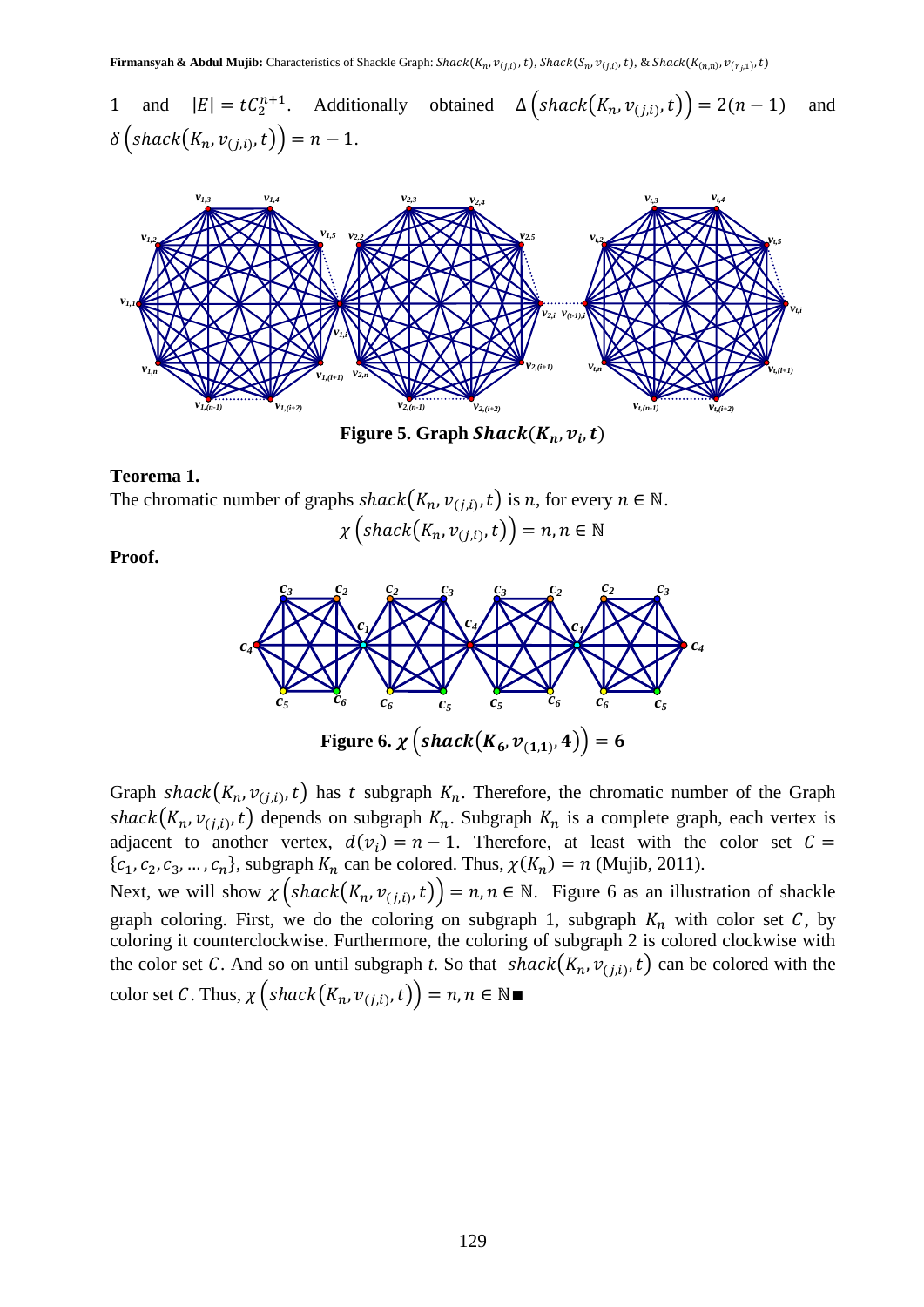1 and $|E| = tC_2^{n+1}$. Additionally obtained $\Delta\left(shack\left(K_n, v_{(j,i)}, t\right)\right) = 2(n-1)$ and $\delta\left(shack\left(K_n, v_{(j,i)}, t\right)\right) = n-1$.

**Figure 5. Graph $Shack(K_n, v_i, t)$**

**Teorema 1.**

The chromatic number of graphs $shack\left(K_n, v_{(j,i)}, t\right)$ is $n$, for every $n \in \mathbb{N}$.

$$\chi\left(shack\left(K_n, v_{(j,i)}, t\right)\right) = n, n \in \mathbb{N}$$

**Proof.**

**Figure 6. $\chi\left(shack\left(K_6, v_{(1,1)}, 4\right)\right) = 6$**

Graph $shack\left(K_n, v_{(j,i)}, t\right)$ has $t$ subgraph $K_n$. Therefore, the chromatic number of the Graph $shack\left(K_n, v_{(j,i)}, t\right)$ depends on subgraph $K_n$. Subgraph $K_n$ is a complete graph, each vertex is adjacent to another vertex, $d(v_i) = n-1$. Therefore, at least with the color set $C = \{c_1, c_2, c_3, \ldots, c_n\}$, subgraph $K_n$ can be colored. Thus, $\chi(K_n) = n$ (Mujib, 2011).

Next, we will show $\chi\left(shack\left(K_n, v_{(j,i)}, t\right)\right) = n, n \in \mathbb{N}$. Figure 6 as an illustration of shackle graph coloring. First, we do the coloring on subgraph 1, subgraph $K_n$ with color set $C$, by coloring it counterclockwise. Furthermore, the coloring of subgraph 2 is colored clockwise with the color set $C$. And so on until subgraph $t$. So that $shack\left(K_n, v_{(j,i)}, t\right)$ can be colored with the color set $C$. Thus, $\chi\left(shack\left(K_n, v_{(j,i)}, t\right)\right) = n, n \in \mathbb{N}$ ■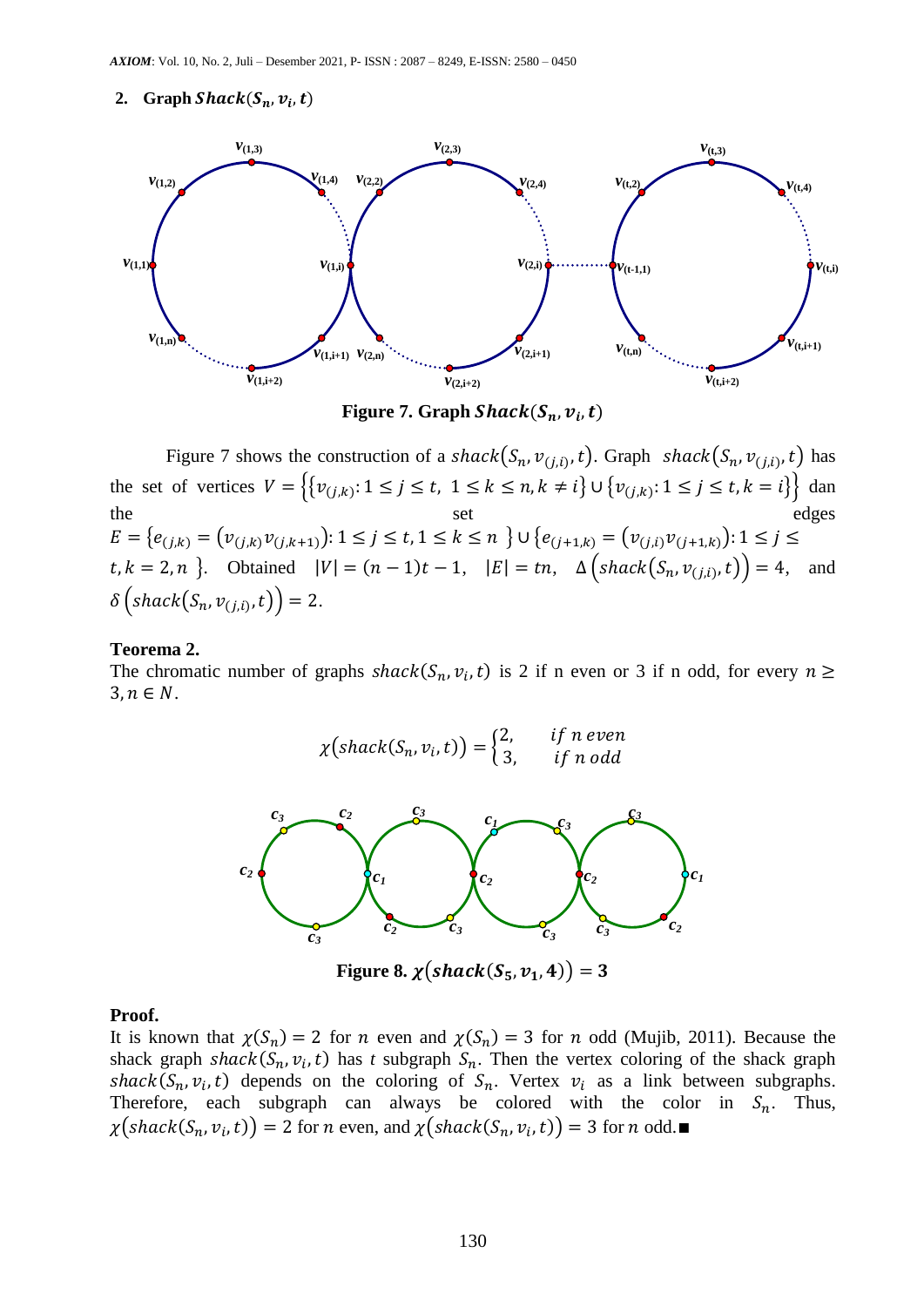## 2. Graph $Shack(S_n, v_i, t)$

**Figure 7. Graph $Shack(S_n, v_i, t)$**

Figure 7 shows the construction of a $shack(S_n, v_{(j,i)}, t)$. Graph $shack(S_n, v_{(j,i)}, t)$ has the set of vertices $V = \{\{v_{(j,k)}: 1 \le j \le t,\ 1 \le k \le n, k \ne i\} \cup \{v_{(j,k)}: 1 \le j \le t, k = i\}\}$ dan the set edges $E = \{e_{(j,k)} = (v_{(j,k)} v_{(j,k+1)}): 1 \le j \le t, 1 \le k \le n\} \cup \{e_{(j+1,k)} = (v_{(j,i)} v_{(j+1,k)}): 1 \le j \le t, k = 2, n\}$. Obtained $|V| = (n-1)t - 1$, $|E| = tn$, $\Delta\left(shack(S_n, v_{(j,i)}, t)\right) = 4$, and $\delta\left(shack(S_n, v_{(j,i)}, t)\right) = 2$.

**Teorema 2.**
The chromatic number of graphs $shack(S_n, v_i, t)$ is 2 if n even or 3 if n odd, for every $n \ge 3, n \in N$.

$$\chi(shack(S_n, v_i, t)) = \begin{cases} 2, & if\ n\ even \\ 3, & if\ n\ odd \end{cases}$$

**Figure 8. $\chi(shack(S_5, v_1, 4)) = 3$**

**Proof.**
It is known that $\chi(S_n) = 2$ for $n$ even and $\chi(S_n) = 3$ for $n$ odd (Mujib, 2011). Because the shack graph $shack(S_n, v_i, t)$ has $t$ subgraph $S_n$. Then the vertex coloring of the shack graph $shack(S_n, v_i, t)$ depends on the coloring of $S_n$. Vertex $v_i$ as a link between subgraphs. Therefore, each subgraph can always be colored with the color in $S_n$. Thus, $\chi(shack(S_n, v_i, t)) = 2$ for $n$ even, and $\chi(shack(S_n, v_i, t)) = 3$ for $n$ odd.■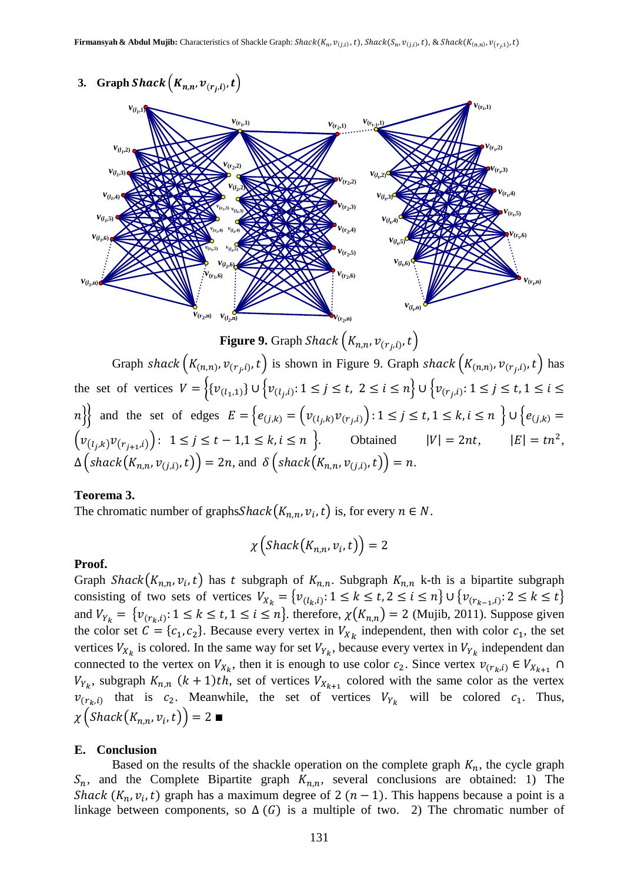## 3. Graph $Shack\left(K_{n,n}, v_{(r_j,i)}, t\right)$

**Figure 9.** Graph $Shack\left(K_{n,n}, v_{(r_j,i)}, t\right)$

Graph $shack\left(K_{(n,n)}, v_{(r_j,i)}, t\right)$ is shown in Figure 9. Graph $shack\left(K_{(n,n)}, v_{(r_j,i)}, t\right)$ has the set of vertices $V = \left\{\{v_{(l_1,1)}\} \cup \left\{v_{(l_j,i)}: 1 \le j \le t,\ 2 \le i \le n\right\} \cup \left\{v_{(r_j,i)}: 1 \le j \le t, 1 \le i \le n\right\}\right\}$ and the set of edges $E = \left\{e_{(j,k)} = \left(v_{(l_j,k)}v_{(r_j,i)}\right): 1 \le j \le t, 1 \le k, i \le n\ \right\} \cup \left\{e_{(j,k)} = \left(v_{(l_j,k)}v_{(r_{j+1},i)}\right):\ 1 \le j \le t-1, 1 \le k, i \le n\ \right\}$. Obtained $|V| = 2nt$, $|E| = tn^2$, $\Delta\left(shack\left(K_{n,n}, v_{(j,i)}, t\right)\right) = 2n$, and $\delta\left(shack\left(K_{n,n}, v_{(j,i)}, t\right)\right) = n$.

**Teorema 3.**
The chromatic number of graphs$Shack\left(K_{n,n}, v_i, t\right)$ is, for every $n \in N$.

$$\chi\left(Shack\left(K_{n,n}, v_i, t\right)\right) = 2$$

**Proof.**
Graph $Shack\left(K_{n,n}, v_i, t\right)$ has $t$ subgraph of $K_{n,n}$. Subgraph $K_{n,n}$ k-th is a bipartite subgraph consisting of two sets of vertices $V_{X_k} = \left\{v_{(l_k,i)}: 1 \le k \le t, 2 \le i \le n\right\} \cup \left\{v_{(r_{k-1},i)}: 2 \le k \le t\right\}$ and $V_{Y_k} = \left\{v_{(r_k,i)}: 1 \le k \le t, 1 \le i \le n\right\}$. therefore, $\chi\left(K_{n,n}\right) = 2$ (Mujib, 2011). Suppose given the color set $C = \{c_1, c_2\}$. Because every vertex in $V_{X_k}$ independent, then with color $c_1$, the set vertices $V_{X_k}$ is colored. In the same way for set $V_{Y_k}$, because every vertex in $V_{Y_k}$ independent dan connected to the vertex on $V_{X_k}$, then it is enough to use color $c_2$. Since vertex $v_{(r_k,i)} \in V_{X_{k+1}} \cap V_{Y_k}$, subgraph $K_{n,n}$ $(k+1)th$, set of vertices $V_{X_{k+1}}$ colored with the same color as the vertex $v_{(r_k,i)}$ that is $c_2$. Meanwhile, the set of vertices $V_{Y_k}$ will be colored $c_1$. Thus, $\chi\left(Shack\left(K_{n,n}, v_i, t\right)\right) = 2$ ∎

## E. Conclusion

Based on the results of the shackle operation on the complete graph $K_n$, the cycle graph $S_n$, and the Complete Bipartite graph $K_{n,n}$, several conclusions are obtained: 1) The $Shack\ (K_n, v_i, t)$ graph has a maximum degree of $2\ (n-1)$. This happens because a point is a linkage between components, so $\Delta\ (G)$ is a multiple of two. 2) The chromatic number of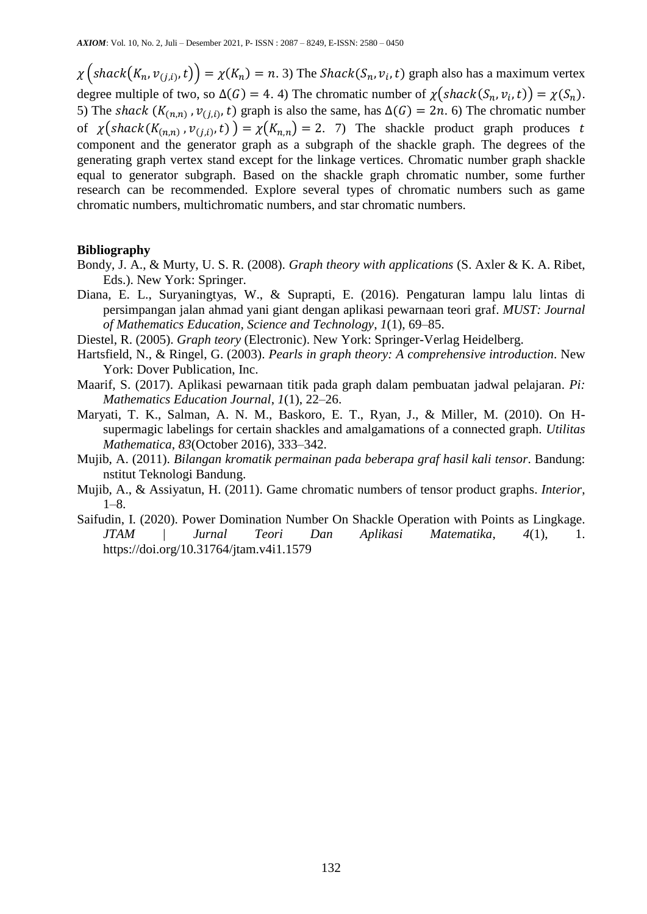$\chi\left(shack\left(K_n, v_{(j,i)}, t\right)\right) = \chi(K_n) = n$. 3) The $Shack(S_n, v_i, t)$ graph also has a maximum vertex degree multiple of two, so $\Delta(G) = 4$. 4) The chromatic number of $\chi\left(shack(S_n, v_i, t)\right) = \chi(S_n)$. 5) The $shack\ (K_{(n,n)}, v_{(j,i)}, t)$ graph is also the same, has $\Delta(G) = 2n$. 6) The chromatic number of $\chi\left(shack(K_{(n,n)}, v_{(j,i)}, t)\right) = \chi\left(K_{n,n}\right) = 2$. 7) The shackle product graph produces $t$ component and the generator graph as a subgraph of the shackle graph. The degrees of the generating graph vertex stand except for the linkage vertices. Chromatic number graph shackle equal to generator subgraph. Based on the shackle graph chromatic number, some further research can be recommended. Explore several types of chromatic numbers such as game chromatic numbers, multichromatic numbers, and star chromatic numbers.

## Bibliography

Bondy, J. A., & Murty, U. S. R. (2008). *Graph theory with applications* (S. Axler & K. A. Ribet, Eds.). New York: Springer.

Diana, E. L., Suryaningtyas, W., & Suprapti, E. (2016). Pengaturan lampu lalu lintas di persimpangan jalan ahmad yani giant dengan aplikasi pewarnaan teori graf. *MUST: Journal of Mathematics Education, Science and Technology*, *1*(1), 69–85.

Diestel, R. (2005). *Graph teory* (Electronic). New York: Springer-Verlag Heidelberg.

Hartsfield, N., & Ringel, G. (2003). *Pearls in graph theory: A comprehensive introduction*. New York: Dover Publication, Inc.

Maarif, S. (2017). Aplikasi pewarnaan titik pada graph dalam pembuatan jadwal pelajaran. *Pi: Mathematics Education Journal*, *1*(1), 22–26.

Maryati, T. K., Salman, A. N. M., Baskoro, E. T., Ryan, J., & Miller, M. (2010). On H-supermagic labelings for certain shackles and amalgamations of a connected graph. *Utilitas Mathematica*, *83*(October 2016), 333–342.

Mujib, A. (2011). *Bilangan kromatik permainan pada beberapa graf hasil kali tensor*. Bandung: nstitut Teknologi Bandung.

Mujib, A., & Assiyatun, H. (2011). Game chromatic numbers of tensor product graphs. *Interior*, 1–8.

Saifudin, I. (2020). Power Domination Number On Shackle Operation with Points as Lingkage. *JTAM | Jurnal Teori Dan Aplikasi Matematika*, *4*(1), 1. https://doi.org/10.31764/jtam.v4i1.1579